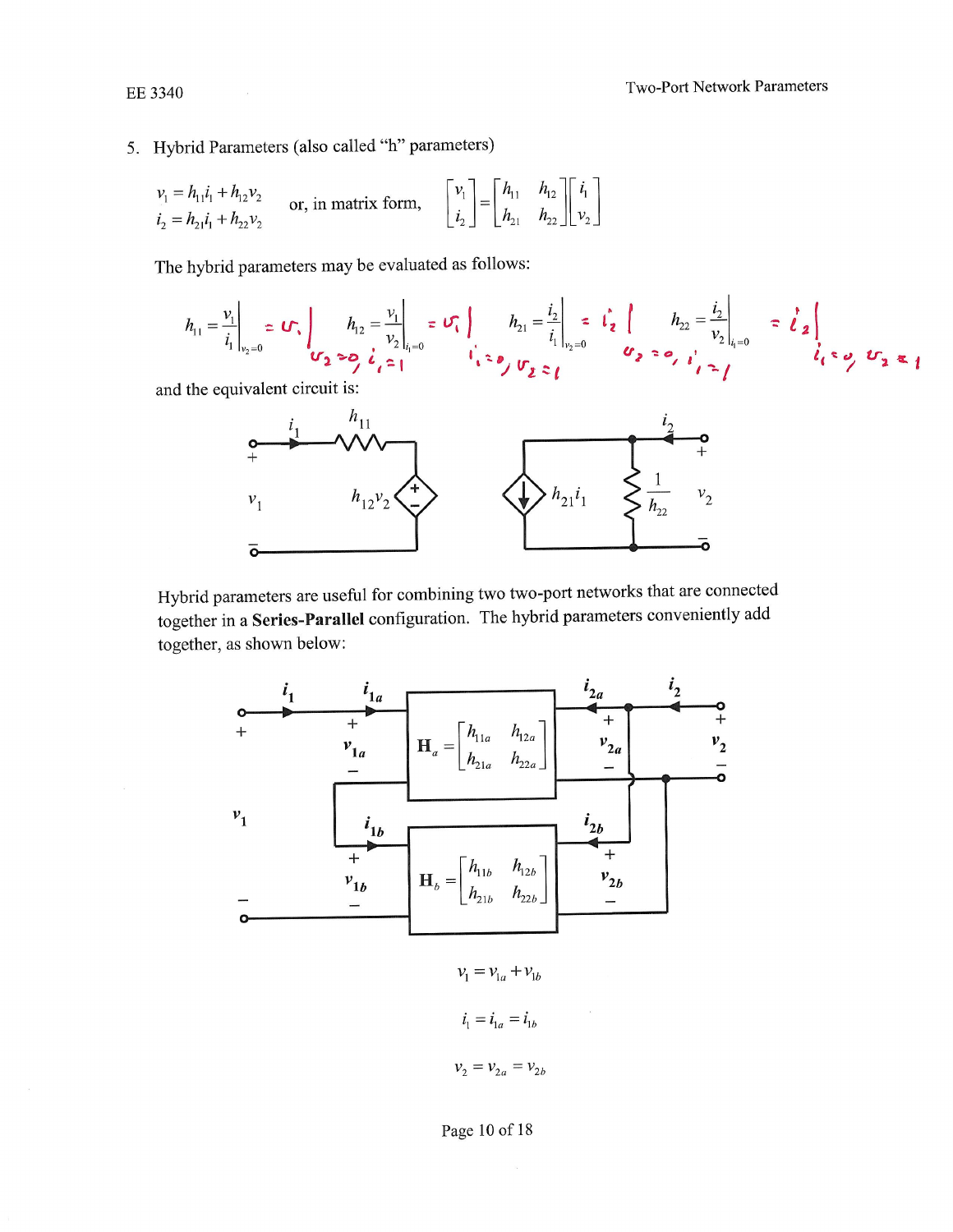5. Hybrid Parameters (also called "h" parameters)

$$v_1 = h_{11}i_1 + h_{12}v_2 \qquad \text{or, in matrix form,} \qquad \begin{bmatrix} v_1 \\ i_2 \end{bmatrix} = \begin{bmatrix} h_{11} & h_{12} \\ h_{21} & h_{22} \end{bmatrix} \begin{bmatrix} i_1 \\ v_2 \end{bmatrix}$$
$$i_2 = h_{21}i_1 + h_{22}v_2$$

The hybrid parameters may be evaluated as follows:

$$h_{11} = \left.\frac{v_1}{i_1}\right|_{v_2=0} = v_1 \Big|_{v_2=0,\ i_1=1} \qquad h_{12} = \left.\frac{v_1}{v_2}\right|_{i_1=0} = v_1 \Big|_{i_1=0,\ v_2=1} \qquad h_{21} = \left.\frac{i_2}{i_1}\right|_{v_2=0} = i_2 \Big|_{v_2=0,\ i_1=1} \qquad h_{22} = \left.\frac{i_2}{v_2}\right|_{i_1=0} = i_2 \Big|_{i_1=0,\ v_2=1}$$

and the equivalent circuit is:

$i_1$, $h_{11}$, $h_{12}v_2$, $v_1$, $h_{21}i_1$, $\frac{1}{h_{22}}$, $i_2$, $v_2$

Hybrid parameters are useful for combining two two-port networks that are connected together in a **Series-Parallel** configuration. The hybrid parameters conveniently add together, as shown below:

$i_1$, $i_{1a}$, $v_{1a}$, $\mathbf{H}_a = \begin{bmatrix} h_{11a} & h_{12a} \\ h_{21a} & h_{22a} \end{bmatrix}$, $i_{2a}$, $v_{2a}$, $i_2$, $v_2$, $v_1$, $i_{1b}$, $v_{1b}$, $\mathbf{H}_b = \begin{bmatrix} h_{11b} & h_{12b} \\ h_{21b} & h_{22b} \end{bmatrix}$, $i_{2b}$, $v_{2b}$

$$v_1 = v_{1a} + v_{1b}$$

$$i_1 = i_{1a} = i_{1b}$$

$$v_2 = v_{2a} = v_{2b}$$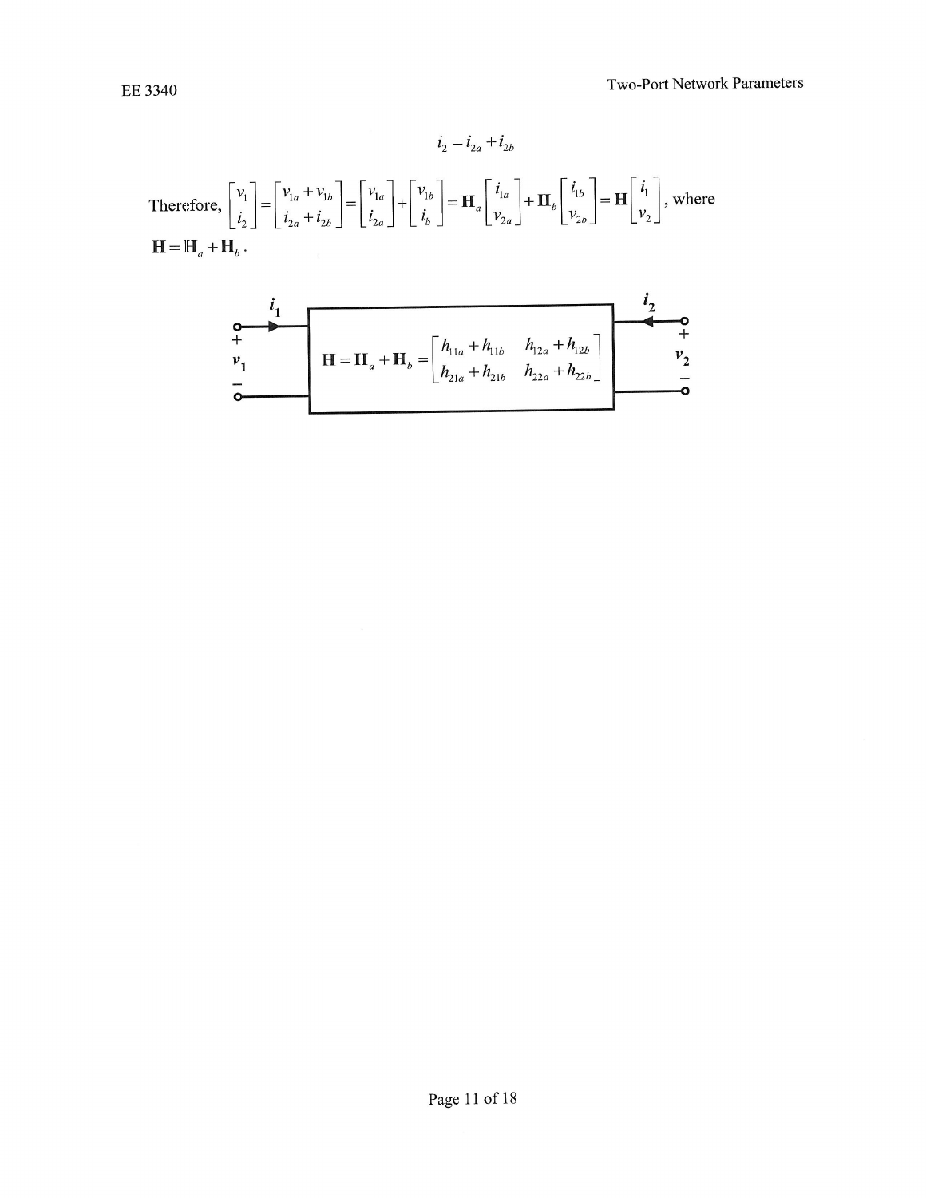$$i_2 = i_{2a} + i_{2b}$$

Therefore, $\begin{bmatrix} v_1 \\ i_2 \end{bmatrix} = \begin{bmatrix} v_{1a} + v_{1b} \\ i_{2a} + i_{2b} \end{bmatrix} = \begin{bmatrix} v_{1a} \\ i_{2a} \end{bmatrix} + \begin{bmatrix} v_{1b} \\ i_b \end{bmatrix} = \mathbf{H}_a \begin{bmatrix} i_{1a} \\ v_{2a} \end{bmatrix} + \mathbf{H}_b \begin{bmatrix} i_{1b} \\ v_{2b} \end{bmatrix} = \mathbf{H} \begin{bmatrix} i_1 \\ v_2 \end{bmatrix}$, where $\mathbf{H} = \mathbf{H}_a + \mathbf{H}_b$.

$i_1$ $i_2$

$+$ $v_1$ $-$

$$\mathbf{H} = \mathbf{H}_a + \mathbf{H}_b = \begin{bmatrix} h_{11a} + h_{11b} & h_{12a} + h_{12b} \\ h_{21a} + h_{21b} & h_{22a} + h_{22b} \end{bmatrix}$$

$+$ $v_2$ $-$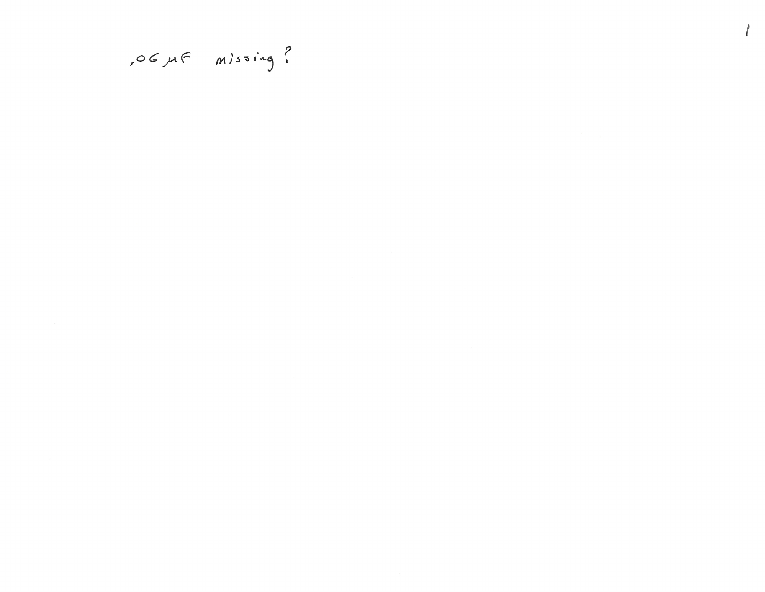.06 μF missing?